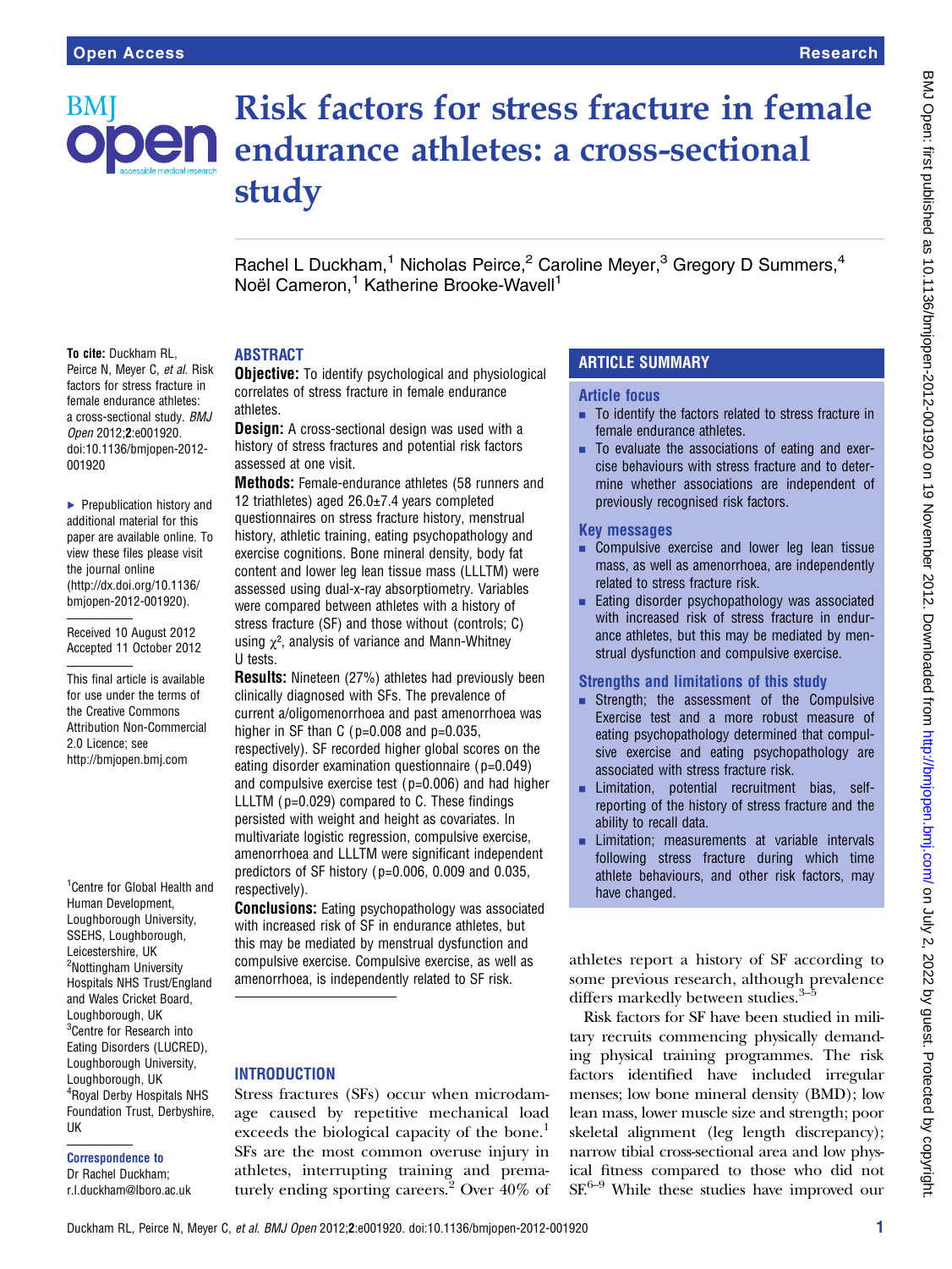Open Access

Research

# Risk factors for stress fracture in female endurance athletes: a cross-sectional study

Rachel L Duckham,[1] Nicholas Peirce,[2] Caroline Meyer,[3] Gregory D Summers,[4] Noël Cameron,[1] Katherine Brooke-Wavell[1]

**To cite:** Duckham RL, Peirce N, Meyer C, *et al*. Risk factors for stress fracture in female endurance athletes: a cross-sectional study. *BMJ Open* 2012;**2**:e001920. doi:10.1136/bmjopen-2012-001920

▸ Prepublication history and additional material for this paper are available online. To view these files please visit the journal online (http://dx.doi.org/10.1136/bmjopen-2012-001920).

Received 10 August 2012
Accepted 11 October 2012

This final article is available for use under the terms of the Creative Commons Attribution Non-Commercial 2.0 Licence; see http://bmjopen.bmj.com

[1]Centre for Global Health and Human Development, Loughborough University, SSEHS, Loughborough, Leicestershire, UK
[2]Nottingham University Hospitals NHS Trust/England and Wales Cricket Board, Loughborough, UK
[3]Centre for Research into Eating Disorders (LUCRED), Loughborough University, Loughborough, UK
[4]Royal Derby Hospitals NHS Foundation Trust, Derbyshire, UK

**Correspondence to**
Dr Rachel Duckham; r.l.duckham@lboro.ac.uk

## ABSTRACT

**Objective:** To identify psychological and physiological correlates of stress fracture in female endurance athletes.

**Design:** A cross-sectional design was used with a history of stress fractures and potential risk factors assessed at one visit.

**Methods:** Female-endurance athletes (58 runners and 12 triathletes) aged 26.0±7.4 years completed questionnaires on stress fracture history, menstrual history, athletic training, eating psychopathology and exercise cognitions. Bone mineral density, body fat content and lower leg lean tissue mass (LLLTM) were assessed using dual-x-ray absorptiometry. Variables were compared between athletes with a history of stress fracture (SF) and those without (controls; C) using $\chi^2$, analysis of variance and Mann-Whitney U tests.

**Results:** Nineteen (27%) athletes had previously been clinically diagnosed with SFs. The prevalence of current a/oligomenorrhoea and past amenorrhoea was higher in SF than C ($p=0.008$ and $p=0.035$, respectively). SF recorded higher global scores on the eating disorder examination questionnaire ($p=0.049$) and compulsive exercise test ($p=0.006$) and had higher LLLTM ($p=0.029$) compared to C. These findings persisted with weight and height as covariates. In multivariate logistic regression, compulsive exercise, amenorrhoea and LLLTM were significant independent predictors of SF history ($p=0.006$, 0.009 and 0.035, respectively).

**Conclusions:** Eating psychopathology was associated with increased risk of SF in endurance athletes, but this may be mediated by menstrual dysfunction and compulsive exercise. Compulsive exercise, as well as amenorrhoea, is independently related to SF risk.

## ARTICLE SUMMARY

### Article focus

- To identify the factors related to stress fracture in female endurance athletes.
- To evaluate the associations of eating and exercise behaviours with stress fracture and to determine whether associations are independent of previously recognised risk factors.

### Key messages

- Compulsive exercise and lower leg lean tissue mass, as well as amenorrhoea, are independently related to stress fracture risk.
- Eating disorder psychopathology was associated with increased risk of stress fracture in endurance athletes, but this may be mediated by menstrual dysfunction and compulsive exercise.

### Strengths and limitations of this study

- Strength; the assessment of the Compulsive Exercise test and a more robust measure of eating psychopathology determined that compulsive exercise and eating psychopathology are associated with stress fracture risk.
- Limitation, potential recruitment bias, self-reporting of the history of stress fracture and the ability to recall data.
- Limitation; measurements at variable intervals following stress fracture during which time athlete behaviours, and other risk factors, may have changed.

## INTRODUCTION

Stress fractures (SFs) occur when microdamage caused by repetitive mechanical load exceeds the biological capacity of the bone.[1] SFs are the most common overuse injury in athletes, interrupting training and prematurely ending sporting careers.[2] Over 40% of athletes report a history of SF according to some previous research, although prevalence differs markedly between studies.[3–5]

Risk factors for SF have been studied in military recruits commencing physically demanding physical training programmes. The risk factors identified have included irregular menses; low bone mineral density (BMD); low lean mass, lower muscle size and strength; poor skeletal alignment (leg length discrepancy); narrow tibial cross-sectional area and low physical fitness compared to those who did not SF.[6–9] While these studies have improved our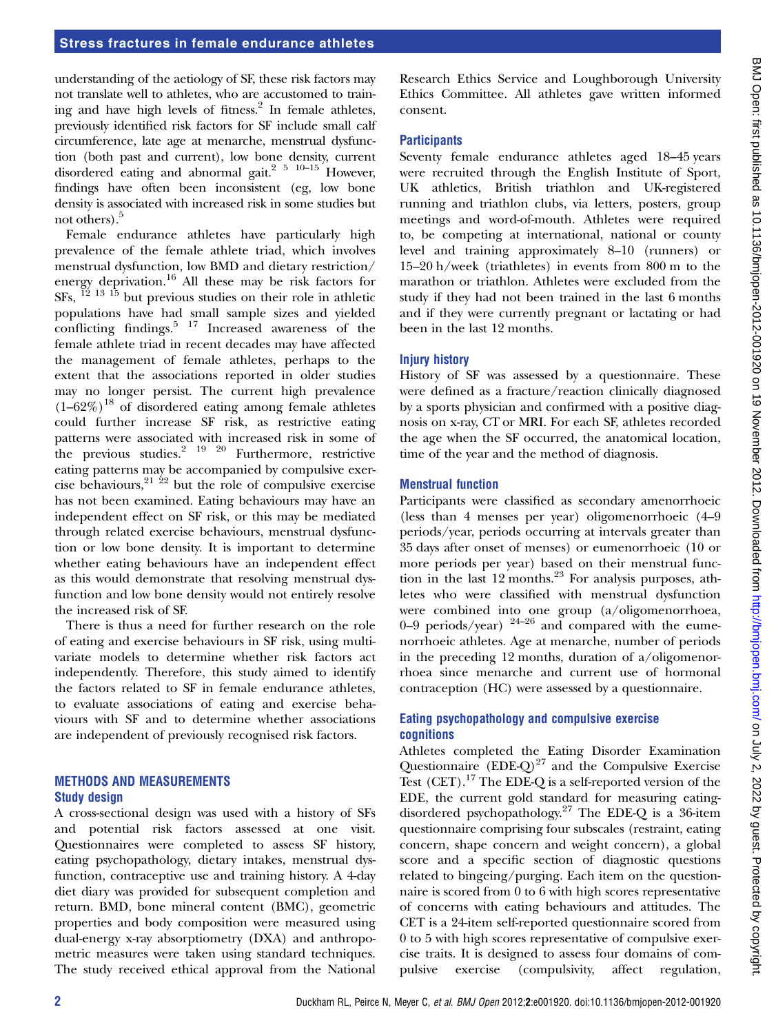understanding of the aetiology of SF, these risk factors may not translate well to athletes, who are accustomed to training and have high levels of fitness.[2] In female athletes, previously identified risk factors for SF include small calf circumference, late age at menarche, menstrual dysfunction (both past and current), low bone density, current disordered eating and abnormal gait.[2 5 10–15] However, findings have often been inconsistent (eg, low bone density is associated with increased risk in some studies but not others).[5]

Female endurance athletes have particularly high prevalence of the female athlete triad, which involves menstrual dysfunction, low BMD and dietary restriction/energy deprivation.[16] All these may be risk factors for SFs,[12 13 15] but previous studies on their role in athletic populations have had small sample sizes and yielded conflicting findings.[5 17] Increased awareness of the female athlete triad in recent decades may have affected the management of female athletes, perhaps to the extent that the associations reported in older studies may no longer persist. The current high prevalence (1–62%)[18] of disordered eating among female athletes could further increase SF risk, as restrictive eating patterns were associated with increased risk in some of the previous studies.[2 19 20] Furthermore, restrictive eating patterns may be accompanied by compulsive exercise behaviours,[21 22] but the role of compulsive exercise has not been examined. Eating behaviours may have an independent effect on SF risk, or this may be mediated through related exercise behaviours, menstrual dysfunction or low bone density. It is important to determine whether eating behaviours have an independent effect as this would demonstrate that resolving menstrual dysfunction and low bone density would not entirely resolve the increased risk of SF.

There is thus a need for further research on the role of eating and exercise behaviours in SF risk, using multivariate models to determine whether risk factors act independently. Therefore, this study aimed to identify the factors related to SF in female endurance athletes, to evaluate associations of eating and exercise behaviours with SF and to determine whether associations are independent of previously recognised risk factors.

## METHODS AND MEASUREMENTS

### Study design

A cross-sectional design was used with a history of SFs and potential risk factors assessed at one visit. Questionnaires were completed to assess SF history, eating psychopathology, dietary intakes, menstrual dysfunction, contraceptive use and training history. A 4-day diet diary was provided for subsequent completion and return. BMD, bone mineral content (BMC), geometric properties and body composition were measured using dual-energy x-ray absorptiometry (DXA) and anthropometric measures were taken using standard techniques. The study received ethical approval from the National Research Ethics Service and Loughborough University Ethics Committee. All athletes gave written informed consent.

### Participants

Seventy female endurance athletes aged 18–45 years were recruited through the English Institute of Sport, UK athletics, British triathlon and UK-registered running and triathlon clubs, via letters, posters, group meetings and word-of-mouth. Athletes were required to, be competing at international, national or county level and training approximately 8–10 (runners) or 15–20 h/week (triathletes) in events from 800 m to the marathon or triathlon. Athletes were excluded from the study if they had not been trained in the last 6 months and if they were currently pregnant or lactating or had been in the last 12 months.

### Injury history

History of SF was assessed by a questionnaire. These were defined as a fracture/reaction clinically diagnosed by a sports physician and confirmed with a positive diagnosis on x-ray, CT or MRI. For each SF, athletes recorded the age when the SF occurred, the anatomical location, time of the year and the method of diagnosis.

### Menstrual function

Participants were classified as secondary amenorrhoeic (less than 4 menses per year) oligomenorrhoeic (4–9 periods/year, periods occurring at intervals greater than 35 days after onset of menses) or eumenorrhoeic (10 or more periods per year) based on their menstrual function in the last 12 months.[23] For analysis purposes, athletes who were classified with menstrual dysfunction were combined into one group (a/oligomenorrhoea, 0–9 periods/year)[24–26] and compared with the eumenorrhoeic athletes. Age at menarche, number of periods in the preceding 12 months, duration of a/oligomenorrhoea since menarche and current use of hormonal contraception (HC) were assessed by a questionnaire.

### Eating psychopathology and compulsive exercise cognitions

Athletes completed the Eating Disorder Examination Questionnaire (EDE-Q)[27] and the Compulsive Exercise Test (CET).[17] The EDE-Q is a self-reported version of the EDE, the current gold standard for measuring eating-disordered psychopathology.[27] The EDE-Q is a 36-item questionnaire comprising four subscales (restraint, eating concern, shape concern and weight concern), a global score and a specific section of diagnostic questions related to bingeing/purging. Each item on the questionnaire is scored from 0 to 6 with high scores representative of concerns with eating behaviours and attitudes. The CET is a 24-item self-reported questionnaire scored from 0 to 5 with high scores representative of compulsive exercise traits. It is designed to assess four domains of compulsive exercise (compulsivity, affect regulation,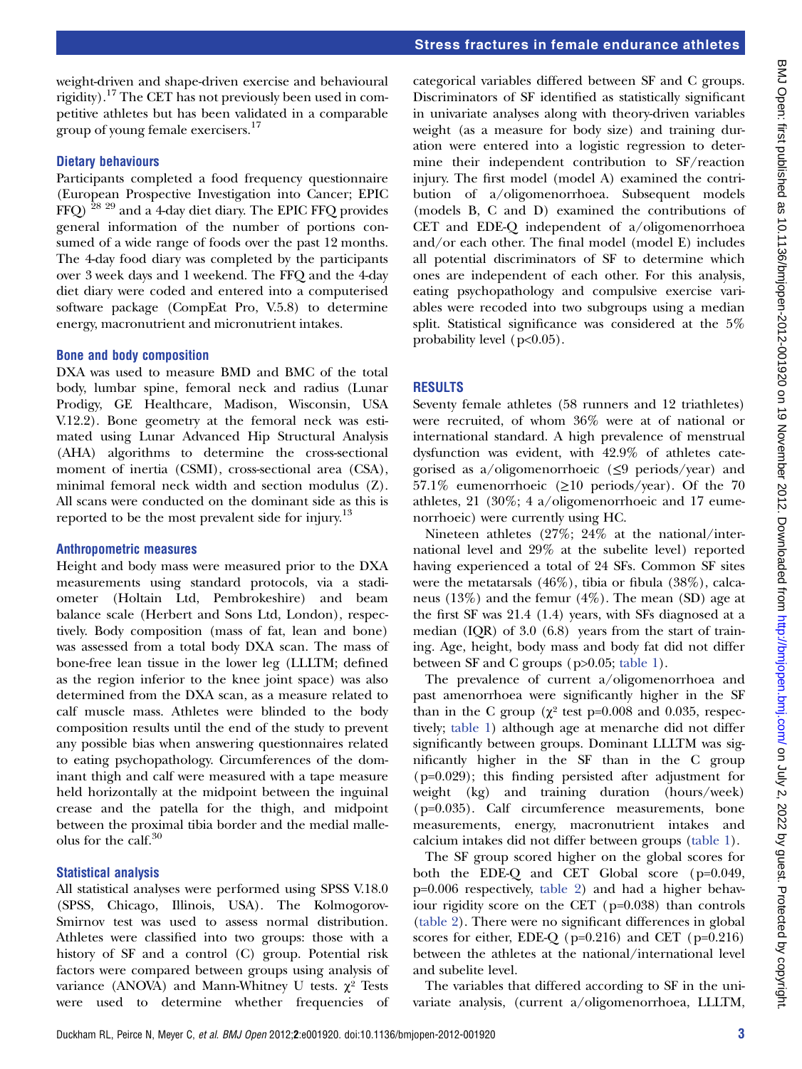weight-driven and shape-driven exercise and behavioural rigidity).[17] The CET has not previously been used in competitive athletes but has been validated in a comparable group of young female exercisers.[17]

### Dietary behaviours

Participants completed a food frequency questionnaire (European Prospective Investigation into Cancer; EPIC FFQ) [28 29] and a 4-day diet diary. The EPIC FFQ provides general information of the number of portions consumed of a wide range of foods over the past 12 months. The 4-day food diary was completed by the participants over 3 week days and 1 weekend. The FFQ and the 4-day diet diary were coded and entered into a computerised software package (CompEat Pro, V.5.8) to determine energy, macronutrient and micronutrient intakes.

### Bone and body composition

DXA was used to measure BMD and BMC of the total body, lumbar spine, femoral neck and radius (Lunar Prodigy, GE Healthcare, Madison, Wisconsin, USA V.12.2). Bone geometry at the femoral neck was estimated using Lunar Advanced Hip Structural Analysis (AHA) algorithms to determine the cross-sectional moment of inertia (CSMI), cross-sectional area (CSA), minimal femoral neck width and section modulus (Z). All scans were conducted on the dominant side as this is reported to be the most prevalent side for injury.[13]

### Anthropometric measures

Height and body mass were measured prior to the DXA measurements using standard protocols, via a stadiometer (Holtain Ltd, Pembrokeshire) and beam balance scale (Herbert and Sons Ltd, London), respectively. Body composition (mass of fat, lean and bone) was assessed from a total body DXA scan. The mass of bone-free lean tissue in the lower leg (LLLTM; defined as the region inferior to the knee joint space) was also determined from the DXA scan, as a measure related to calf muscle mass. Athletes were blinded to the body composition results until the end of the study to prevent any possible bias when answering questionnaires related to eating psychopathology. Circumferences of the dominant thigh and calf were measured with a tape measure held horizontally at the midpoint between the inguinal crease and the patella for the thigh, and midpoint between the proximal tibia border and the medial malleolus for the calf.[30]

### Statistical analysis

All statistical analyses were performed using SPSS V.18.0 (SPSS, Chicago, Illinois, USA). The Kolmogorov-Smirnov test was used to assess normal distribution. Athletes were classified into two groups: those with a history of SF and a control (C) group. Potential risk factors were compared between groups using analysis of variance (ANOVA) and Mann-Whitney U tests. $\chi^2$ Tests were used to determine whether frequencies of categorical variables differed between SF and C groups. Discriminators of SF identified as statistically significant in univariate analyses along with theory-driven variables weight (as a measure for body size) and training duration were entered into a logistic regression to determine their independent contribution to SF/reaction injury. The first model (model A) examined the contribution of a/oligomenorrhoea. Subsequent models (models B, C and D) examined the contributions of CET and EDE-Q independent of a/oligomenorrhoea and/or each other. The final model (model E) includes all potential discriminators of SF to determine which ones are independent of each other. For this analysis, eating psychopathology and compulsive exercise variables were recoded into two subgroups using a median split. Statistical significance was considered at the 5% probability level ($p<0.05$).

## RESULTS

Seventy female athletes (58 runners and 12 triathletes) were recruited, of whom 36% were at of national or international standard. A high prevalence of menstrual dysfunction was evident, with 42.9% of athletes categorised as a/oligomenorrhoeic (≤9 periods/year) and 57.1% eumenorrhoeic (≥10 periods/year). Of the 70 athletes, 21 (30%; 4 a/oligomenorrhoeic and 17 eumenorrhoeic) were currently using HC.

Nineteen athletes (27%; 24% at the national/international level and 29% at the subelite level) reported having experienced a total of 24 SFs. Common SF sites were the metatarsals (46%), tibia or fibula (38%), calcaneus (13%) and the femur (4%). The mean (SD) age at the first SF was 21.4 (1.4) years, with SFs diagnosed at a median (IQR) of 3.0 (6.8) years from the start of training. Age, height, body mass and body fat did not differ between SF and C groups ($p>0.05$; table 1).

The prevalence of current a/oligomenorrhoea and past amenorrhoea were significantly higher in the SF than in the C group ($\chi^2$ test p=0.008 and 0.035, respectively; table 1) although age at menarche did not differ significantly between groups. Dominant LLLTM was significantly higher in the SF than in the C group (p=0.029); this finding persisted after adjustment for weight (kg) and training duration (hours/week) (p=0.035). Calf circumference measurements, bone measurements, energy, macronutrient intakes and calcium intakes did not differ between groups (table 1).

The SF group scored higher on the global scores for both the EDE-Q and CET Global score (p=0.049, p=0.006 respectively, table 2) and had a higher behaviour rigidity score on the CET (p=0.038) than controls (table 2). There were no significant differences in global scores for either, EDE-Q (p=0.216) and CET (p=0.216) between the athletes at the national/international level and subelite level.

The variables that differed according to SF in the univariate analysis, (current a/oligomenorrhoea, LLLTM,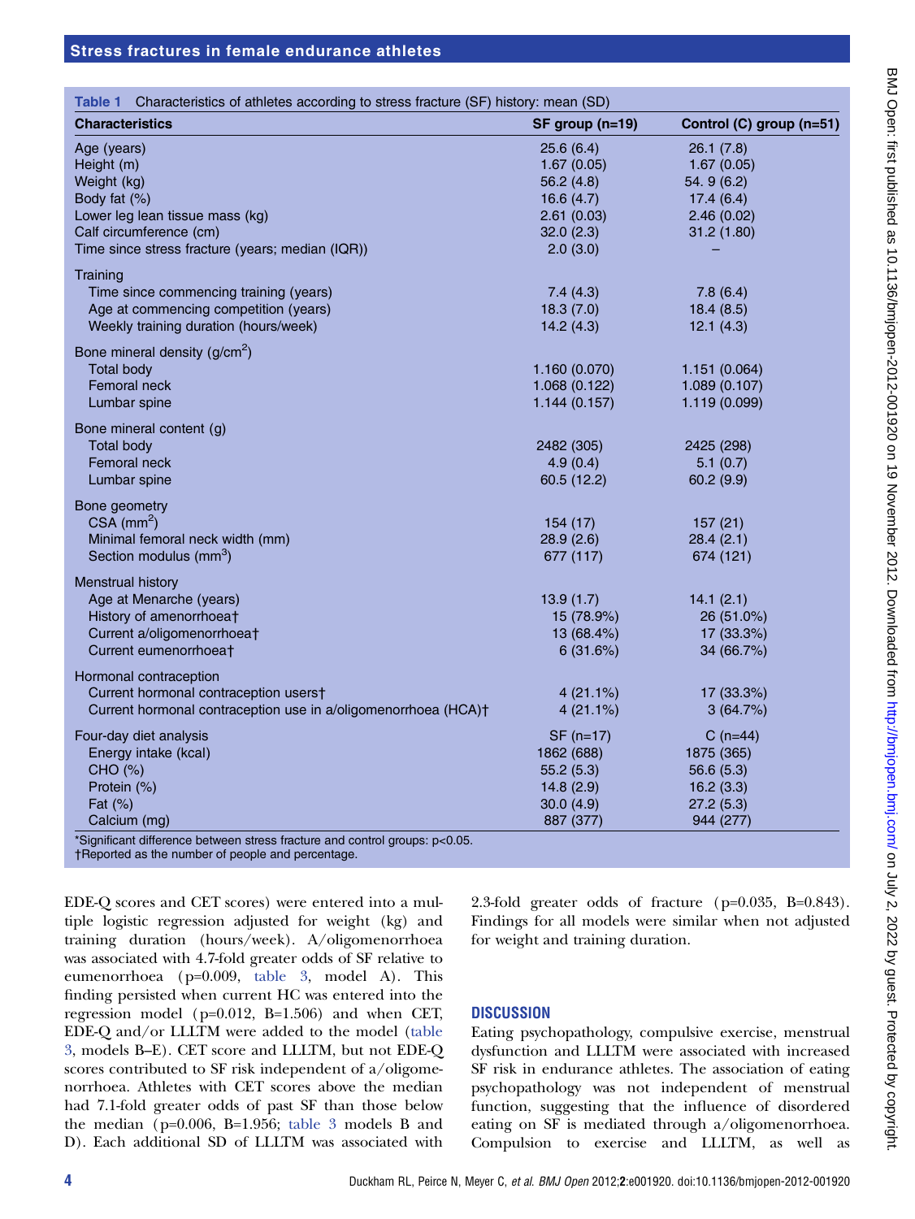**Table 1** Characteristics of athletes according to stress fracture (SF) history: mean (SD)

| Characteristics | SF group (n=19) | Control (C) group (n=51) |
|---|---|---|
| Age (years) | 25.6 (6.4) | 26.1 (7.8) |
| Height (m) | 1.67 (0.05) | 1.67 (0.05) |
| Weight (kg) | 56.2 (4.8) | 54. 9 (6.2) |
| Body fat (%) | 16.6 (4.7) | 17.4 (6.4) |
| Lower leg lean tissue mass (kg) | 2.61 (0.03) | 2.46 (0.02) |
| Calf circumference (cm) | 32.0 (2.3) | 31.2 (1.80) |
| Time since stress fracture (years; median (IQR)) | 2.0 (3.0) | – |
| Training | | |
| Time since commencing training (years) | 7.4 (4.3) | 7.8 (6.4) |
| Age at commencing competition (years) | 18.3 (7.0) | 18.4 (8.5) |
| Weekly training duration (hours/week) | 14.2 (4.3) | 12.1 (4.3) |
| Bone mineral density (g/cm$^2$) | | |
| Total body | 1.160 (0.070) | 1.151 (0.064) |
| Femoral neck | 1.068 (0.122) | 1.089 (0.107) |
| Lumbar spine | 1.144 (0.157) | 1.119 (0.099) |
| Bone mineral content (g) | | |
| Total body | 2482 (305) | 2425 (298) |
| Femoral neck | 4.9 (0.4) | 5.1 (0.7) |
| Lumbar spine | 60.5 (12.2) | 60.2 (9.9) |
| Bone geometry | | |
| CSA (mm$^2$) | 154 (17) | 157 (21) |
| Minimal femoral neck width (mm) | 28.9 (2.6) | 28.4 (2.1) |
| Section modulus (mm$^3$) | 677 (117) | 674 (121) |
| Menstrual history | | |
| Age at Menarche (years) | 13.9 (1.7) | 14.1 (2.1) |
| History of amenorrhoea† | 15 (78.9%) | 26 (51.0%) |
| Current a/oligomenorrhoea† | 13 (68.4%) | 17 (33.3%) |
| Current eumenorrhoea† | 6 (31.6%) | 34 (66.7%) |
| Hormonal contraception | | |
| Current hormonal contraception users† | 4 (21.1%) | 17 (33.3%) |
| Current hormonal contraception use in a/oligomenorrhoea (HCA)† | 4 (21.1%) | 3 (64.7%) |
| Four-day diet analysis | SF (n=17) | C (n=44) |
| Energy intake (kcal) | 1862 (688) | 1875 (365) |
| CHO (%) | 55.2 (5.3) | 56.6 (5.3) |
| Protein (%) | 14.8 (2.9) | 16.2 (3.3) |
| Fat (%) | 30.0 (4.9) | 27.2 (5.3) |
| Calcium (mg) | 887 (377) | 944 (277) |

*Significant difference between stress fracture and control groups: p<0.05.
†Reported as the number of people and percentage.

EDE-Q scores and CET scores) were entered into a multiple logistic regression adjusted for weight (kg) and training duration (hours/week). A/oligomenorrhoea was associated with 4.7-fold greater odds of SF relative to eumenorrhoea (p=0.009, table 3, model A). This finding persisted when current HC was entered into the regression model (p=0.012, B=1.506) and when CET, EDE-Q and/or LLLTM were added to the model (table 3, models B–E). CET score and LLLTM, but not EDE-Q scores contributed to SF risk independent of a/oligomenorrhoea. Athletes with CET scores above the median had 7.1-fold greater odds of past SF than those below the median (p=0.006, B=1.956; table 3 models B and D). Each additional SD of LLLTM was associated with 2.3-fold greater odds of fracture (p=0.035, B=0.843). Findings for all models were similar when not adjusted for weight and training duration.

## DISCUSSION

Eating psychopathology, compulsive exercise, menstrual dysfunction and LLLTM were associated with increased SF risk in endurance athletes. The association of eating psychopathology was not independent of menstrual function, suggesting that the influence of disordered eating on SF is mediated through a/oligomenorrhoea. Compulsion to exercise and LLLTM, as well as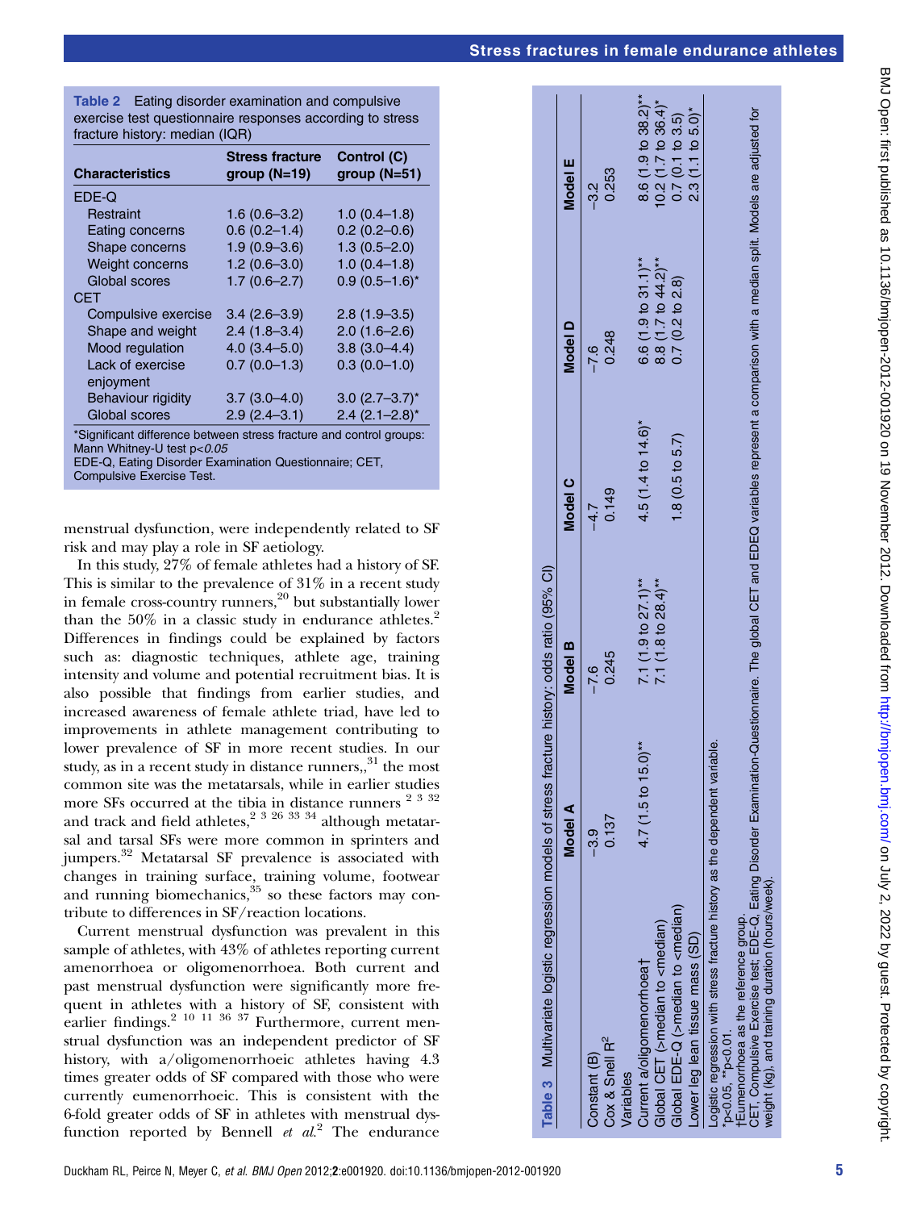**Table 2** Eating disorder examination and compulsive exercise test questionnaire responses according to stress fracture history: median (IQR)

| Characteristics | Stress fracture group (N=19) | Control (C) group (N=51) |
|---|---|---|
| EDE-Q | | |
| Restraint | 1.6 (0.6–3.2) | 1.0 (0.4–1.8) |
| Eating concerns | 0.6 (0.2–1.4) | 0.2 (0.2–0.6) |
| Shape concerns | 1.9 (0.9–3.6) | 1.3 (0.5–2.0) |
| Weight concerns | 1.2 (0.6–3.0) | 1.0 (0.4–1.8) |
| Global scores | 1.7 (0.6–2.7) | 0.9 (0.5–1.6)* |
| CET | | |
| Compulsive exercise | 3.4 (2.6–3.9) | 2.8 (1.9–3.5) |
| Shape and weight | 2.4 (1.8–3.4) | 2.0 (1.6–2.6) |
| Mood regulation | 4.0 (3.4–5.0) | 3.8 (3.0–4.4) |
| Lack of exercise enjoyment | 0.7 (0.0–1.3) | 0.3 (0.0–1.0) |
| Behaviour rigidity | 3.7 (3.0–4.0) | 3.0 (2.7–3.7)* |
| Global scores | 2.9 (2.4–3.1) | 2.4 (2.1–2.8)* |

*Significant difference between stress fracture and control groups: Mann Whitney-U test $p<0.05$
EDE-Q, Eating Disorder Examination Questionnaire; CET, Compulsive Exercise Test.

menstrual dysfunction, were independently related to SF risk and may play a role in SF aetiology.

In this study, 27% of female athletes had a history of SF. This is similar to the prevalence of 31% in a recent study in female cross-country runners,[20] but substantially lower than the 50% in a classic study in endurance athletes.[2] Differences in findings could be explained by factors such as: diagnostic techniques, athlete age, training intensity and volume and potential recruitment bias. It is also possible that findings from earlier studies, and increased awareness of female athlete triad, have led to improvements in athlete management contributing to lower prevalence of SF in more recent studies. In our study, as in a recent study in distance runners,,[31] the most common site was the metatarsals, while in earlier studies more SFs occurred at the tibia in distance runners [2 3 32] and track and field athletes,[2 3 26 33 34] although metatarsal and tarsal SFs were more common in sprinters and jumpers.[32] Metatarsal SF prevalence is associated with changes in training surface, training volume, footwear and running biomechanics,[35] so these factors may contribute to differences in SF/reaction locations.

Current menstrual dysfunction was prevalent in this sample of athletes, with 43% of athletes reporting current amenorrhoea or oligomenorrhoea. Both current and past menstrual dysfunction were significantly more frequent in athletes with a history of SF, consistent with earlier findings.[2 10 11 36 37] Furthermore, current menstrual dysfunction was an independent predictor of SF history, with a/oligomenorrhoeic athletes having 4.3 times greater odds of SF compared with those who were currently eumenorrhoeic. This is consistent with the 6-fold greater odds of SF in athletes with menstrual dysfunction reported by Bennell *et al*.[2] The endurance

**Table 3** Multivariate logistic regression models of stress fracture history: odds ratio (95% CI)

| | Model A | Model B | Model C | Model D | Model E |
|---|---|---|---|---|---|
| Constant (B) | −3.9 | −7.6 | −4.7 | −7.6 | −3.2 |
| Cox & Snell $R^2$ | 0.137 | 0.245 | 0.149 | 0.248 | 0.253 |
| Variables | | | | | |
| Current a/oligomenorrhoea† | 4.7 (1.5 to 15.0)** | 7.1 (1.9 to 27.1)** | 4.5 (1.4 to 14.6)* | 6.6 (1.9 to 31.1)** | 8.6 (1.9 to 38.2)** |
| Global CET (>median to <median) | | 7.1 (1.8 to 28.4)** | | 8.8 (1.7 to 44.2)** | 10.2 (1.7 to 36.4)* |
| Global EDE-Q (>median to <median) | | | 1.8 (0.5 to 5.7) | 0.7 (0.2 to 2.8) | 0.7 (0.1 to 3.5) |
| Lower leg lean tissue mass (SD) | | | | | 2.3 (1.1 to 5.0)* |

Logistic regression with stress fracture history as the dependent variable.
*p<0.05, **p<0.01.
†Eumenorrhoea as the reference group.
CET, Compulsive Exercise test; EDE-Q, Eating Disorder Examination-Questionnaire. The global CET and EDEQ variables represent a comparison with a median split. Models are adjusted for weight (kg), and training duration (hours/week).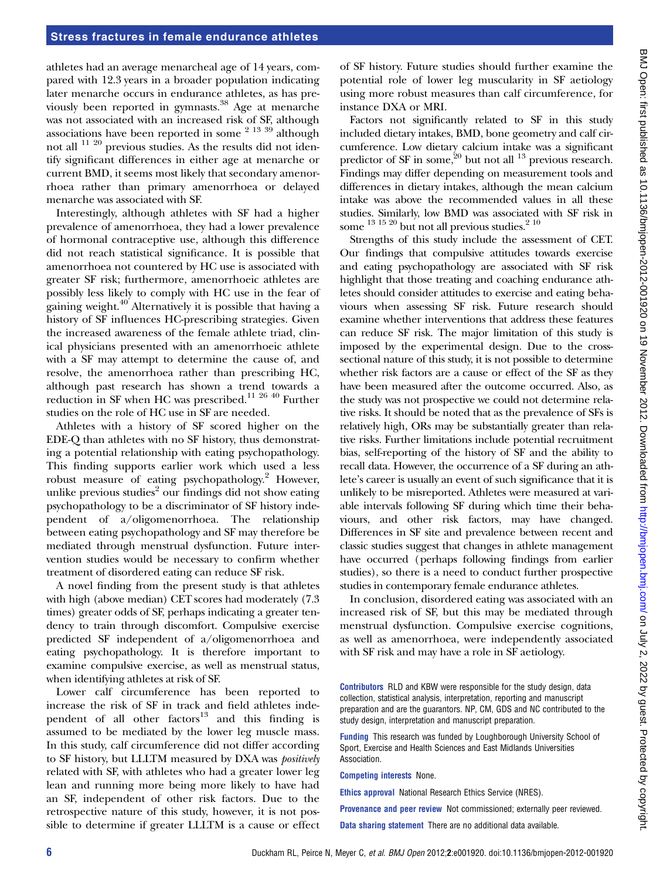athletes had an average menarcheal age of 14 years, compared with 12.3 years in a broader population indicating later menarche occurs in endurance athletes, as has previously been reported in gymnasts.[38] Age at menarche was not associated with an increased risk of SF, although associations have been reported in some [2 13 39] although not all [11 20] previous studies. As the results did not identify significant differences in either age at menarche or current BMD, it seems most likely that secondary amenorrhoea rather than primary amenorrhoea or delayed menarche was associated with SF.

Interestingly, although athletes with SF had a higher prevalence of amenorrhoea, they had a lower prevalence of hormonal contraceptive use, although this difference did not reach statistical significance. It is possible that amenorrhoea not countered by HC use is associated with greater SF risk; furthermore, amenorrhoeic athletes are possibly less likely to comply with HC use in the fear of gaining weight.[40] Alternatively it is possible that having a history of SF influences HC-prescribing strategies. Given the increased awareness of the female athlete triad, clinical physicians presented with an amenorrhoeic athlete with a SF may attempt to determine the cause of, and resolve, the amenorrhoea rather than prescribing HC, although past research has shown a trend towards a reduction in SF when HC was prescribed.[11 26 40] Further studies on the role of HC use in SF are needed.

Athletes with a history of SF scored higher on the EDE-Q than athletes with no SF history, thus demonstrating a potential relationship with eating psychopathology. This finding supports earlier work which used a less robust measure of eating psychopathology.[2] However, unlike previous studies[2] our findings did not show eating psychopathology to be a discriminator of SF history independent of a/oligomenorrhoea. The relationship between eating psychopathology and SF may therefore be mediated through menstrual dysfunction. Future intervention studies would be necessary to confirm whether treatment of disordered eating can reduce SF risk.

A novel finding from the present study is that athletes with high (above median) CET scores had moderately (7.3 times) greater odds of SF, perhaps indicating a greater tendency to train through discomfort. Compulsive exercise predicted SF independent of a/oligomenorrhoea and eating psychopathology. It is therefore important to examine compulsive exercise, as well as menstrual status, when identifying athletes at risk of SF.

Lower calf circumference has been reported to increase the risk of SF in track and field athletes independent of all other factors[13] and this finding is assumed to be mediated by the lower leg muscle mass. In this study, calf circumference did not differ according to SF history, but LLLTM measured by DXA was *positively* related with SF, with athletes who had a greater lower leg lean and running more being more likely to have had an SF, independent of other risk factors. Due to the retrospective nature of this study, however, it is not possible to determine if greater LLLTM is a cause or effect of SF history. Future studies should further examine the potential role of lower leg muscularity in SF aetiology using more robust measures than calf circumference, for instance DXA or MRI.

Factors not significantly related to SF in this study included dietary intakes, BMD, bone geometry and calf circumference. Low dietary calcium intake was a significant predictor of SF in some,[20] but not all [13] previous research. Findings may differ depending on measurement tools and differences in dietary intakes, although the mean calcium intake was above the recommended values in all these studies. Similarly, low BMD was associated with SF risk in some [13 15 20] but not all previous studies.[2 10]

Strengths of this study include the assessment of CET. Our findings that compulsive attitudes towards exercise and eating psychopathology are associated with SF risk highlight that those treating and coaching endurance athletes should consider attitudes to exercise and eating behaviours when assessing SF risk. Future research should examine whether interventions that address these features can reduce SF risk. The major limitation of this study is imposed by the experimental design. Due to the cross-sectional nature of this study, it is not possible to determine whether risk factors are a cause or effect of the SF as they have been measured after the outcome occurred. Also, as the study was not prospective we could not determine relative risks. It should be noted that as the prevalence of SFs is relatively high, ORs may be substantially greater than relative risks. Further limitations include potential recruitment bias, self-reporting of the history of SF and the ability to recall data. However, the occurrence of a SF during an athlete's career is usually an event of such significance that it is unlikely to be misreported. Athletes were measured at variable intervals following SF during which time their behaviours, and other risk factors, may have changed. Differences in SF site and prevalence between recent and classic studies suggest that changes in athlete management have occurred (perhaps following findings from earlier studies), so there is a need to conduct further prospective studies in contemporary female endurance athletes.

In conclusion, disordered eating was associated with an increased risk of SF, but this may be mediated through menstrual dysfunction. Compulsive exercise cognitions, as well as amenorrhoea, were independently associated with SF risk and may have a role in SF aetiology.

**Contributors** RLD and KBW were responsible for the study design, data collection, statistical analysis, interpretation, reporting and manuscript preparation and are the guarantors. NP, CM, GDS and NC contributed to the study design, interpretation and manuscript preparation.

**Funding** This research was funded by Loughborough University School of Sport, Exercise and Health Sciences and East Midlands Universities Association.

**Competing interests** None.

**Ethics approval** National Research Ethics Service (NRES).

**Provenance and peer review** Not commissioned; externally peer reviewed.

**Data sharing statement** There are no additional data available.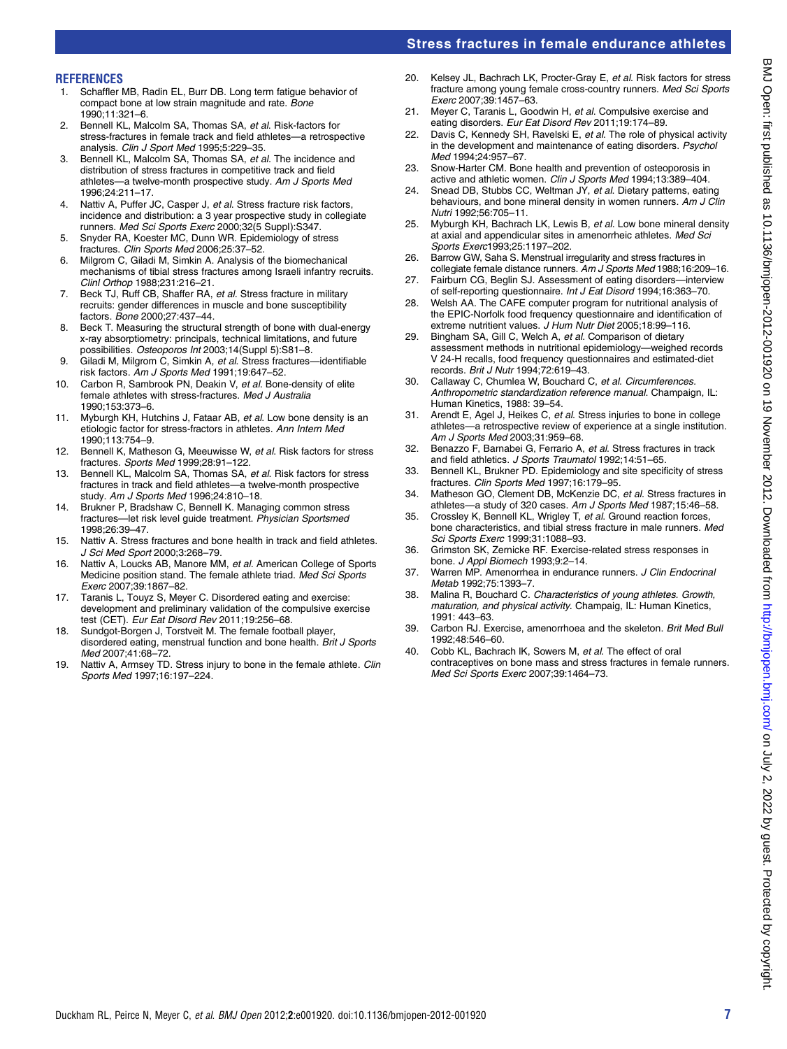## REFERENCES

1. Schaffler MB, Radin EL, Burr DB. Long term fatigue behavior of compact bone at low strain magnitude and rate. *Bone* 1990;11:321–6.
2. Bennell KL, Malcolm SA, Thomas SA, *et al.* Risk-factors for stress-fractures in female track and field athletes—a retrospective analysis. *Clin J Sport Med* 1995;5:229–35.
3. Bennell KL, Malcolm SA, Thomas SA, *et al.* The incidence and distribution of stress fractures in competitive track and field athletes—a twelve-month prospective study. *Am J Sports Med* 1996;24:211–17.
4. Nattiv A, Puffer JC, Casper J, *et al.* Stress fracture risk factors, incidence and distribution: a 3 year prospective study in collegiate runners. *Med Sci Sports Exerc* 2000;32(5 Suppl):S347.
5. Snyder RA, Koester MC, Dunn WR. Epidemiology of stress fractures. *Clin Sports Med* 2006;25:37–52.
6. Milgrom C, Giladi M, Simkin A. Analysis of the biomechanical mechanisms of tibial stress fractures among Israeli infantry recruits. *Clinl Orthop* 1988;231:216–21.
7. Beck TJ, Ruff CB, Shaffer RA, *et al.* Stress fracture in military recruits: gender differences in muscle and bone susceptibility factors. *Bone* 2000;27:437–44.
8. Beck T. Measuring the structural strength of bone with dual-energy x-ray absorptiometry: principals, technical limitations, and future possibilities. *Osteoporos Int* 2003;14(Suppl 5):S81–8.
9. Giladi M, Milgrom C, Simkin A, *et al.* Stress fractures—identifiable risk factors. *Am J Sports Med* 1991;19:647–52.
10. Carbon R, Sambrook PN, Deakin V, *et al.* Bone-density of elite female athletes with stress-fractures. *Med J Australia* 1990;153:373–6.
11. Myburgh KH, Hutchins J, Fataar AB, *et al.* Low bone density is an etiologic factor for stress-fractors in athletes. *Ann Intern Med* 1990;113:754–9.
12. Bennell K, Matheson G, Meeuwisse W, *et al.* Risk factors for stress fractures. *Sports Med* 1999;28:91–122.
13. Bennell KL, Malcolm SA, Thomas SA, *et al.* Risk factors for stress fractures in track and field athletes—a twelve-month prospective study. *Am J Sports Med* 1996;24:810–18.
14. Brukner P, Bradshaw C, Bennell K. Managing common stress fractures—let risk level guide treatment. *Physician Sportsmed* 1998;26:39–47.
15. Nattiv A. Stress fractures and bone health in track and field athletes. *J Sci Med Sport* 2000;3:268–79.
16. Nattiv A, Loucks AB, Manore MM, *et al.* American College of Sports Medicine position stand. The female athlete triad. *Med Sci Sports Exerc* 2007;39:1867–82.
17. Taranis L, Touyz S, Meyer C. Disordered eating and exercise: development and preliminary validation of the compulsive exercise test (CET). *Eur Eat Disord Rev* 2011;19:256–68.
18. Sundgot-Borgen J, Torstveit M. The female football player, disordered eating, menstrual function and bone health. *Brit J Sports Med* 2007;41:68–72.
19. Nattiv A, Armsey TD. Stress injury to bone in the female athlete. *Clin Sports Med* 1997;16:197–224.
20. Kelsey JL, Bachrach LK, Procter-Gray E, *et al.* Risk factors for stress fracture among young female cross-country runners. *Med Sci Sports Exerc* 2007;39:1457–63.
21. Meyer C, Taranis L, Goodwin H, *et al.* Compulsive exercise and eating disorders. *Eur Eat Disord Rev* 2011;19:174–89.
22. Davis C, Kennedy SH, Ravelski E, *et al.* The role of physical activity in the development and maintenance of eating disorders. *Psychol Med* 1994;24:957–67.
23. Snow-Harter CM. Bone health and prevention of osteoporosis in active and athletic women. *Clin J Sports Med* 1994;13:389–404.
24. Snead DB, Stubbs CC, Weltman JY, *et al.* Dietary patterns, eating behaviours, and bone mineral density in women runners. *Am J Clin Nutri* 1992;56:705–11.
25. Myburgh KH, Bachrach LK, Lewis B, *et al.* Low bone mineral density at axial and appendicular sites in amenorrheic athletes. *Med Sci Sports Exerc*1993;25:1197–202.
26. Barrow GW, Saha S. Menstrual irregularity and stress fractures in collegiate female distance runners. *Am J Sports Med* 1988;16:209–16.
27. Fairburn CG, Beglin SJ. Assessment of eating disorders—interview of self-reporting questionnaire. *Int J Eat Disord* 1994;16:363–70.
28. Welsh AA. The CAFE computer program for nutritional analysis of the EPIC-Norfolk food frequency questionnaire and identification of extreme nutritient values. *J Hum Nutr Diet* 2005;18:99–116.
29. Bingham SA, Gill C, Welch A, *et al.* Comparison of dietary assessment methods in nutritional epidemiology—weighed records V 24-H recalls, food frequency questionnaires and estimated-diet records. *Brit J Nutr* 1994;72:619–43.
30. Callaway C, Chumlea W, Bouchard C, *et al.* *Circumferences. Anthropometric standardization reference manual*. Champaign, IL: Human Kinetics, 1988: 39–54.
31. Arendt E, Agel J, Heikes C, *et al.* Stress injuries to bone in college athletes—a retrospective review of experience at a single institution. *Am J Sports Med* 2003;31:959–68.
32. Benazzo F, Barnabei G, Ferrario A, *et al.* Stress fractures in track and field athletics. *J Sports Traumatol* 1992;14:51–65.
33. Bennell KL, Brukner PD. Epidemiology and site specificity of stress fractures. *Clin Sports Med* 1997;16:179–95.
34. Matheson GO, Clement DB, McKenzie DC, *et al.* Stress fractures in athletes—a study of 320 cases. *Am J Sports Med* 1987;15:46–58.
35. Crossley K, Bennell KL, Wrigley T, *et al.* Ground reaction forces, bone characteristics, and tibial stress fracture in male runners. *Med Sci Sports Exerc* 1999;31:1088–93.
36. Grimston SK, Zernicke RF. Exercise-related stress responses in bone. *J Appl Biomech* 1993;9:2–14.
37. Warren MP. Amenorrhea in endurance runners. *J Clin Endocrinal Metab* 1992;75:1393–7.
38. Malina R, Bouchard C. *Characteristics of young athletes. Growth, maturation, and physical activity*. Champaig, IL: Human Kinetics, 1991: 443–63.
39. Carbon RJ. Exercise, amenorrhoea and the skeleton. *Brit Med Bull* 1992;48:546–60.
40. Cobb KL, Bachrach IK, Sowers M, *et al.* The effect of oral contraceptives on bone mass and stress fractures in female runners. *Med Sci Sports Exerc* 2007;39:1464–73.